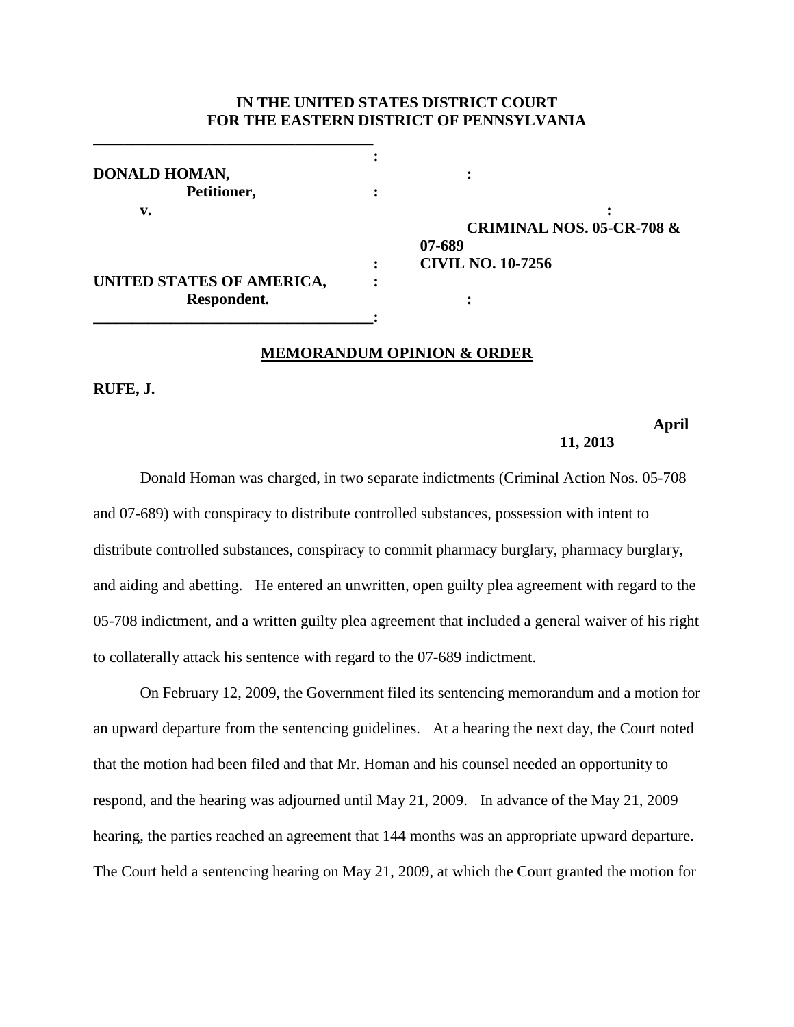**IN THE UNITED STATES DISTRICT COURT**
**FOR THE EASTERN DISTRICT OF PENNSYLVANIA**

| | | |
|---|---|---|
| **DONALD HOMAN,** | : | |
| **Petitioner,** | : | |
| **v.** | : | **CRIMINAL NOS. 05-CR-708 & 07-689** |
| | : | **CIVIL NO. 10-7256** |
| **UNITED STATES OF AMERICA,** | : | |
| **Respondent.** | : | |

**MEMORANDUM OPINION & ORDER**

**RUFE, J.**

**April 11, 2013**

Donald Homan was charged, in two separate indictments (Criminal Action Nos. 05-708 and 07-689) with conspiracy to distribute controlled substances, possession with intent to distribute controlled substances, conspiracy to commit pharmacy burglary, pharmacy burglary, and aiding and abetting. He entered an unwritten, open guilty plea agreement with regard to the 05-708 indictment, and a written guilty plea agreement that included a general waiver of his right to collaterally attack his sentence with regard to the 07-689 indictment.

On February 12, 2009, the Government filed its sentencing memorandum and a motion for an upward departure from the sentencing guidelines. At a hearing the next day, the Court noted that the motion had been filed and that Mr. Homan and his counsel needed an opportunity to respond, and the hearing was adjourned until May 21, 2009. In advance of the May 21, 2009 hearing, the parties reached an agreement that 144 months was an appropriate upward departure. The Court held a sentencing hearing on May 21, 2009, at which the Court granted the motion for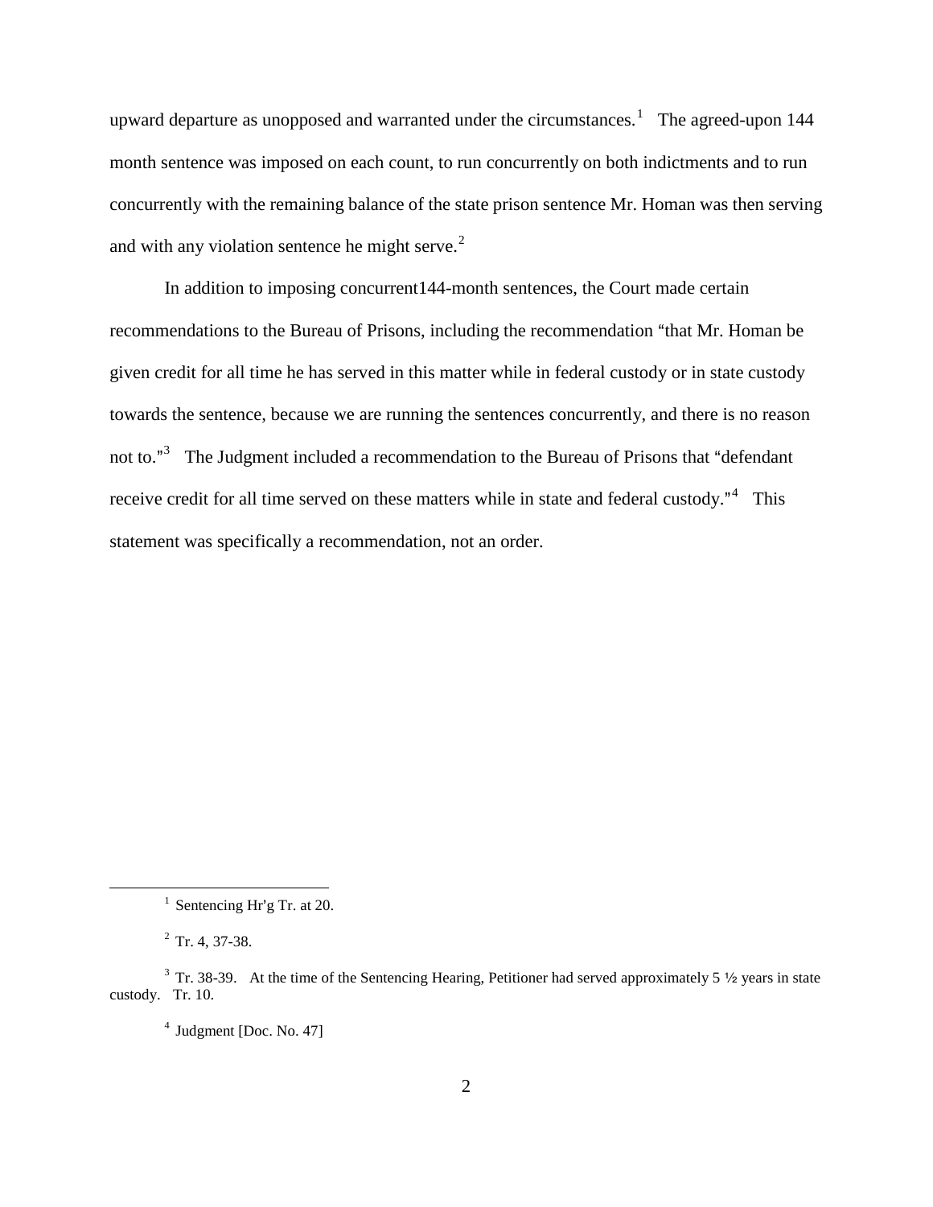upward departure as unopposed and warranted under the circumstances.[1] The agreed-upon 144 month sentence was imposed on each count, to run concurrently on both indictments and to run concurrently with the remaining balance of the state prison sentence Mr. Homan was then serving and with any violation sentence he might serve.[2]

In addition to imposing concurrent144-month sentences, the Court made certain recommendations to the Bureau of Prisons, including the recommendation "that Mr. Homan be given credit for all time he has served in this matter while in federal custody or in state custody towards the sentence, because we are running the sentences concurrently, and there is no reason not to."[3] The Judgment included a recommendation to the Bureau of Prisons that "defendant receive credit for all time served on these matters while in state and federal custody."[4] This statement was specifically a recommendation, not an order.

---

[1] Sentencing Hr'g Tr. at 20.

[2] Tr. 4, 37-38.

[3] Tr. 38-39. At the time of the Sentencing Hearing, Petitioner had served approximately 5 ½ years in state custody. Tr. 10.

[4] Judgment [Doc. No. 47]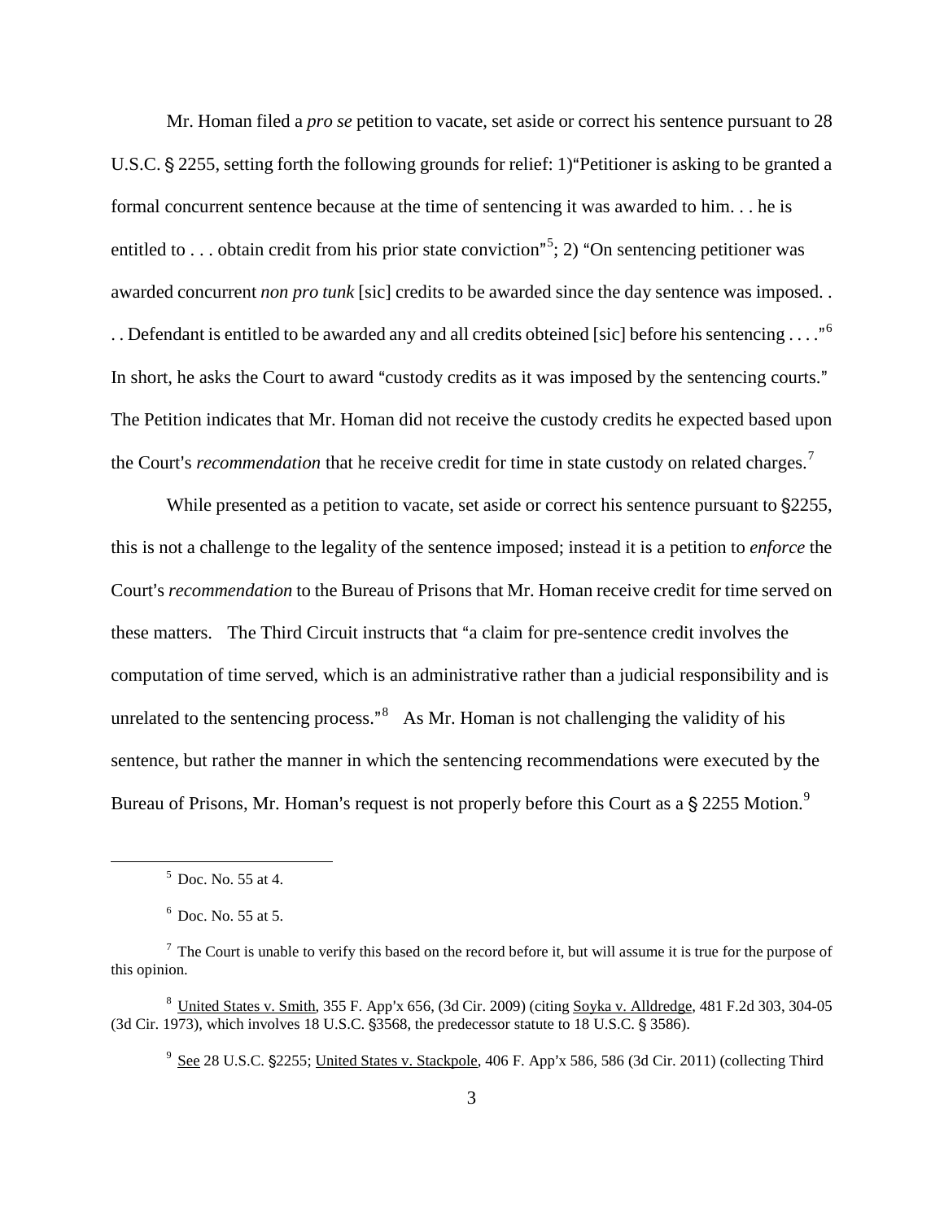Mr. Homan filed a *pro se* petition to vacate, set aside or correct his sentence pursuant to 28 U.S.C. § 2255, setting forth the following grounds for relief: 1)"Petitioner is asking to be granted a formal concurrent sentence because at the time of sentencing it was awarded to him. . . he is entitled to . . . obtain credit from his prior state conviction"[5]; 2) "On sentencing petitioner was awarded concurrent *non pro tunk* [sic] credits to be awarded since the day sentence was imposed. . . . Defendant is entitled to be awarded any and all credits obteined [sic] before his sentencing . . . ."[6] In short, he asks the Court to award "custody credits as it was imposed by the sentencing courts." The Petition indicates that Mr. Homan did not receive the custody credits he expected based upon the Court's *recommendation* that he receive credit for time in state custody on related charges.[7]

While presented as a petition to vacate, set aside or correct his sentence pursuant to §2255, this is not a challenge to the legality of the sentence imposed; instead it is a petition to *enforce* the Court's *recommendation* to the Bureau of Prisons that Mr. Homan receive credit for time served on these matters. The Third Circuit instructs that "a claim for pre-sentence credit involves the computation of time served, which is an administrative rather than a judicial responsibility and is unrelated to the sentencing process."[8] As Mr. Homan is not challenging the validity of his sentence, but rather the manner in which the sentencing recommendations were executed by the Bureau of Prisons, Mr. Homan's request is not properly before this Court as a § 2255 Motion.[9]

---

[5] Doc. No. 55 at 4.

[6] Doc. No. 55 at 5.

[7] The Court is unable to verify this based on the record before it, but will assume it is true for the purpose of this opinion.

[8] United States v. Smith, 355 F. App'x 656, (3d Cir. 2009) (citing Soyka v. Alldredge, 481 F.2d 303, 304-05 (3d Cir. 1973), which involves 18 U.S.C. §3568, the predecessor statute to 18 U.S.C. § 3586).

[9] See 28 U.S.C. §2255; United States v. Stackpole, 406 F. App'x 586, 586 (3d Cir. 2011) (collecting Third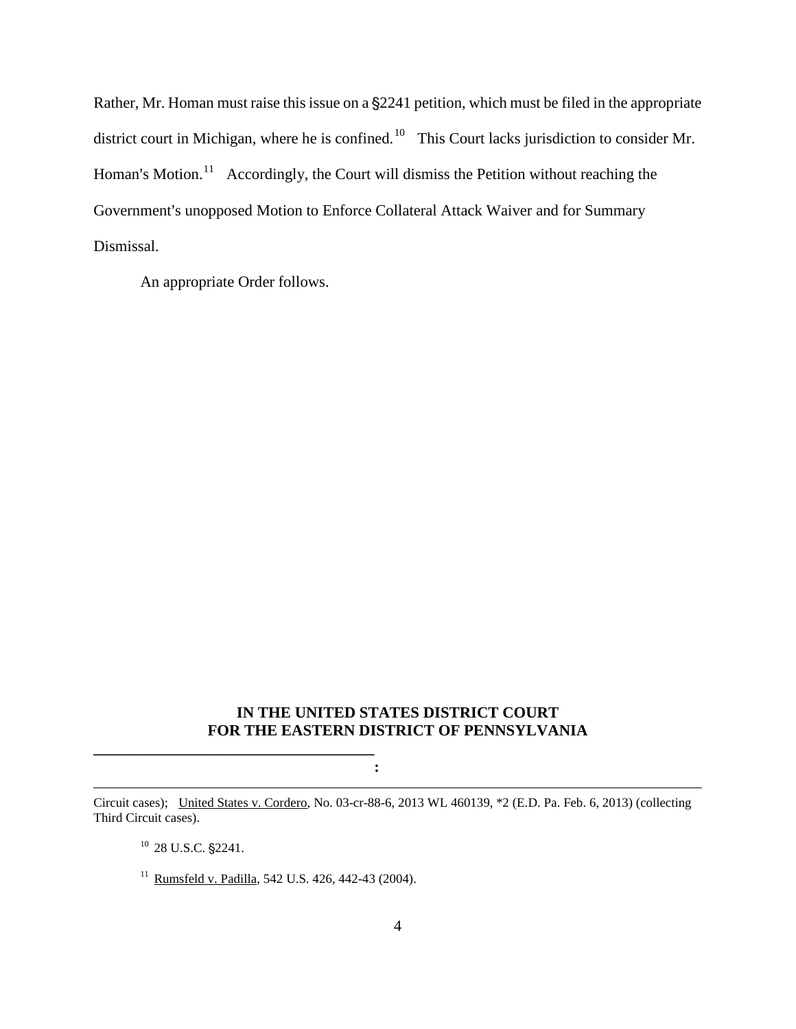Rather, Mr. Homan must raise this issue on a §2241 petition, which must be filed in the appropriate district court in Michigan, where he is confined.[10] This Court lacks jurisdiction to consider Mr. Homan's Motion.[11] Accordingly, the Court will dismiss the Petition without reaching the Government's unopposed Motion to Enforce Collateral Attack Waiver and for Summary Dismissal.

An appropriate Order follows.

**IN THE UNITED STATES DISTRICT COURT**
**FOR THE EASTERN DISTRICT OF PENNSYLVANIA**

___________________________________ :

---

Circuit cases); United States v. Cordero, No. 03-cr-88-6, 2013 WL 460139, *2 (E.D. Pa. Feb. 6, 2013) (collecting Third Circuit cases).

[10] 28 U.S.C. §2241.

[11] Rumsfeld v. Padilla, 542 U.S. 426, 442-43 (2004).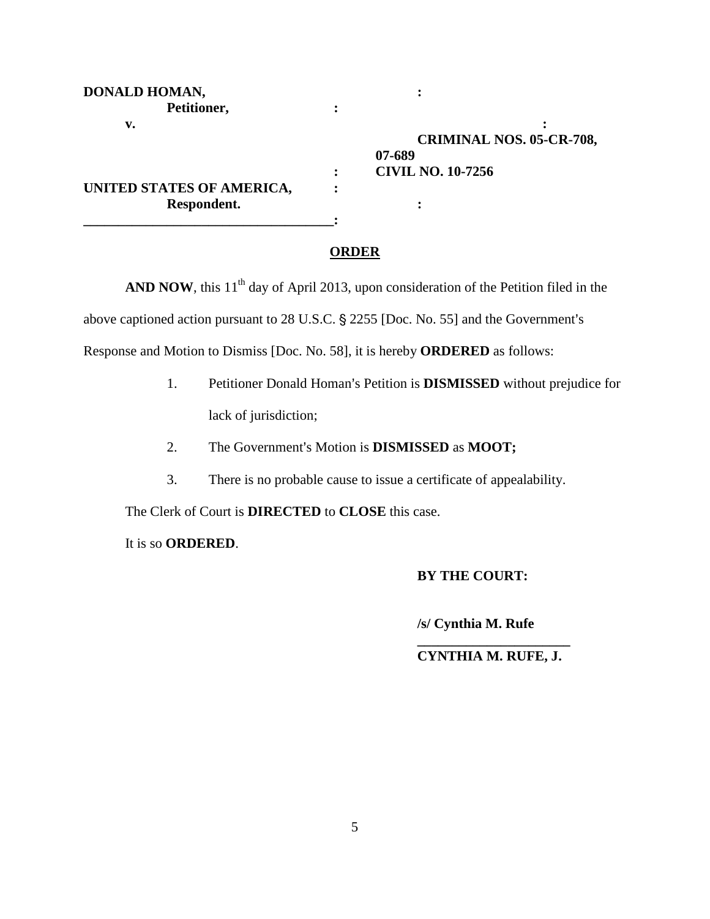**DONALD HOMAN,** :
**Petitioner,** :
**v.** :
**CRIMINAL NOS. 05-CR-708, 07-689**
: **CIVIL NO. 10-7256**
**UNITED STATES OF AMERICA,** :
**Respondent.** :
______________________________________:

**ORDER**

**AND NOW**, this 11th day of April 2013, upon consideration of the Petition filed in the above captioned action pursuant to 28 U.S.C. § 2255 [Doc. No. 55] and the Government's Response and Motion to Dismiss [Doc. No. 58], it is hereby **ORDERED** as follows:

1. Petitioner Donald Homan's Petition is **DISMISSED** without prejudice for lack of jurisdiction;
2. The Government's Motion is **DISMISSED** as **MOOT;**
3. There is no probable cause to issue a certificate of appealability.

The Clerk of Court is **DIRECTED** to **CLOSE** this case.

It is so **ORDERED**.

**BY THE COURT:**

**/s/ Cynthia M. Rufe**
_______________________
**CYNTHIA M. RUFE, J.**